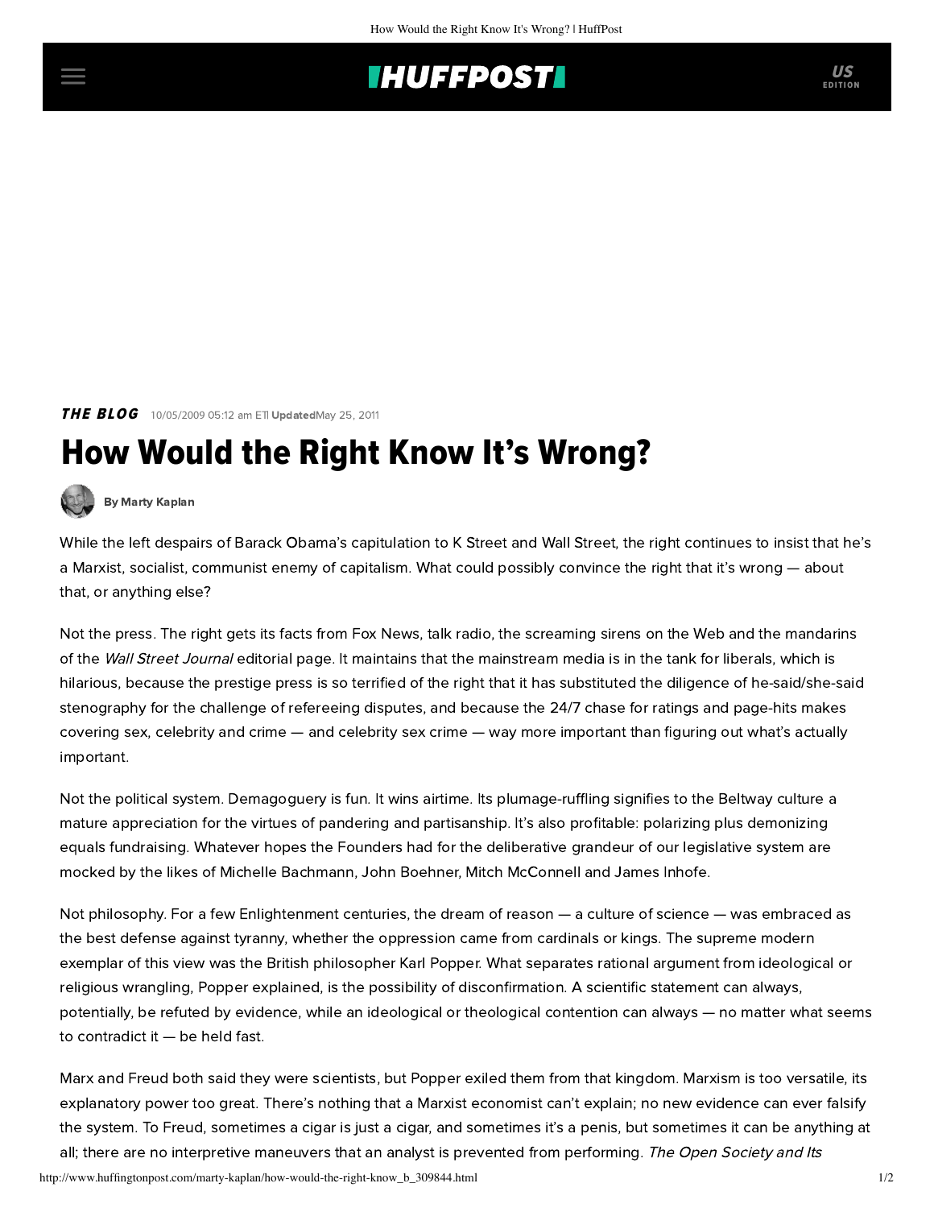THE BLOG 10/05/2009 05:12 am ET | Updated May 25, 2011

# How Would the Right Know It's Wrong?

By Marty Kaplan

While the left despairs of Barack Obama's capitulation to K Street and Wall Street, the right continues to insist that he's a Marxist, socialist, communist enemy of capitalism. What could possibly convince the right that it's wrong — about that, or anything else?

Not the press. The right gets its facts from Fox News, talk radio, the screaming sirens on the Web and the mandarins of the *Wall Street Journal* editorial page. It maintains that the mainstream media is in the tank for liberals, which is hilarious, because the prestige press is so terrified of the right that it has substituted the diligence of he-said/she-said stenography for the challenge of refereeing disputes, and because the 24/7 chase for ratings and page-hits makes covering sex, celebrity and crime — and celebrity sex crime — way more important than figuring out what's actually important.

Not the political system. Demagoguery is fun. It wins airtime. Its plumage-ruffling signifies to the Beltway culture a mature appreciation for the virtues of pandering and partisanship. It's also profitable: polarizing plus demonizing equals fundraising. Whatever hopes the Founders had for the deliberative grandeur of our legislative system are mocked by the likes of Michelle Bachmann, John Boehner, Mitch McConnell and James Inhofe.

Not philosophy. For a few Enlightenment centuries, the dream of reason — a culture of science — was embraced as the best defense against tyranny, whether the oppression came from cardinals or kings. The supreme modern exemplar of this view was the British philosopher Karl Popper. What separates rational argument from ideological or religious wrangling, Popper explained, is the possibility of disconfirmation. A scientific statement can always, potentially, be refuted by evidence, while an ideological or theological contention can always — no matter what seems to contradict it — be held fast.

Marx and Freud both said they were scientists, but Popper exiled them from that kingdom. Marxism is too versatile, its explanatory power too great. There's nothing that a Marxist economist can't explain; no new evidence can ever falsify the system. To Freud, sometimes a cigar is just a cigar, and sometimes it's a penis, but sometimes it can be anything at all; there are no interpretive maneuvers that an analyst is prevented from performing. *The Open Society and Its*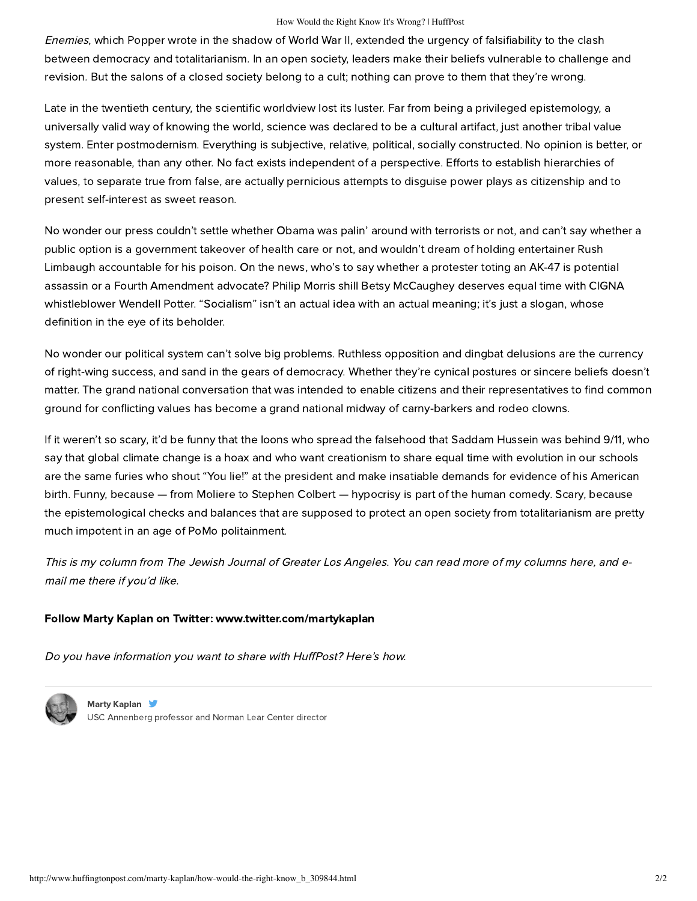*Enemies*, which Popper wrote in the shadow of World War II, extended the urgency of falsifiability to the clash between democracy and totalitarianism. In an open society, leaders make their beliefs vulnerable to challenge and revision. But the salons of a closed society belong to a cult; nothing can prove to them that they're wrong.

Late in the twentieth century, the scientific worldview lost its luster. Far from being a privileged epistemology, a universally valid way of knowing the world, science was declared to be a cultural artifact, just another tribal value system. Enter postmodernism. Everything is subjective, relative, political, socially constructed. No opinion is better, or more reasonable, than any other. No fact exists independent of a perspective. Efforts to establish hierarchies of values, to separate true from false, are actually pernicious attempts to disguise power plays as citizenship and to present self-interest as sweet reason.

No wonder our press couldn't settle whether Obama was palin' around with terrorists or not, and can't say whether a public option is a government takeover of health care or not, and wouldn't dream of holding entertainer Rush Limbaugh accountable for his poison. On the news, who's to say whether a protester toting an AK-47 is potential assassin or a Fourth Amendment advocate? Philip Morris shill Betsy McCaughey deserves equal time with CIGNA whistleblower Wendell Potter. "Socialism" isn't an actual idea with an actual meaning; it's just a slogan, whose definition in the eye of its beholder.

No wonder our political system can't solve big problems. Ruthless opposition and dingbat delusions are the currency of right-wing success, and sand in the gears of democracy. Whether they're cynical postures or sincere beliefs doesn't matter. The grand national conversation that was intended to enable citizens and their representatives to find common ground for conflicting values has become a grand national midway of carny-barkers and rodeo clowns.

If it weren't so scary, it'd be funny that the loons who spread the falsehood that Saddam Hussein was behind 9/11, who say that global climate change is a hoax and who want creationism to share equal time with evolution in our schools are the same furies who shout "You lie!" at the president and make insatiable demands for evidence of his American birth. Funny, because — from Moliere to Stephen Colbert — hypocrisy is part of the human comedy. Scary, because the epistemological checks and balances that are supposed to protect an open society from totalitarianism are pretty much impotent in an age of PoMo politainment.

*This is my column from The Jewish Journal of Greater Los Angeles. You can read more of my columns here, and e-mail me there if you'd like.*

**Follow Marty Kaplan on Twitter: www.twitter.com/martykaplan**

*Do you have information you want to share with HuffPost? Here's how.*

---

**Marty Kaplan**
USC Annenberg professor and Norman Lear Center director